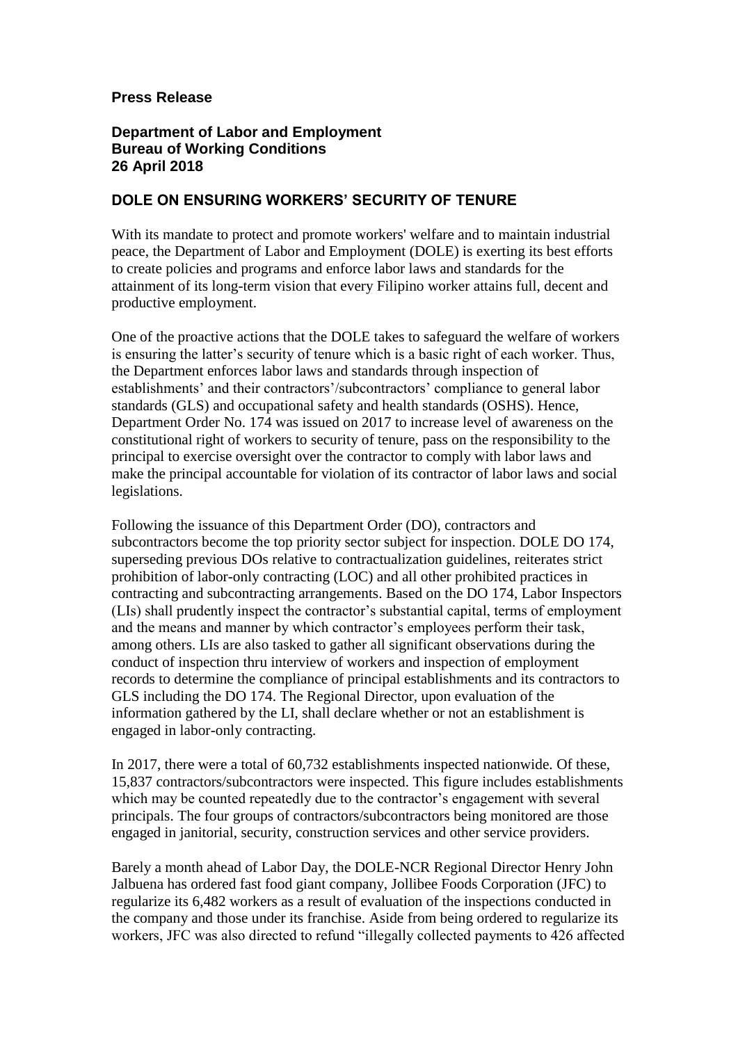**Press Release**

**Department of Labor and Employment**
**Bureau of Working Conditions**
**26 April 2018**

## DOLE ON ENSURING WORKERS' SECURITY OF TENURE

With its mandate to protect and promote workers' welfare and to maintain industrial peace, the Department of Labor and Employment (DOLE) is exerting its best efforts to create policies and programs and enforce labor laws and standards for the attainment of its long-term vision that every Filipino worker attains full, decent and productive employment.

One of the proactive actions that the DOLE takes to safeguard the welfare of workers is ensuring the latter's security of tenure which is a basic right of each worker. Thus, the Department enforces labor laws and standards through inspection of establishments' and their contractors'/subcontractors' compliance to general labor standards (GLS) and occupational safety and health standards (OSHS). Hence, Department Order No. 174 was issued on 2017 to increase level of awareness on the constitutional right of workers to security of tenure, pass on the responsibility to the principal to exercise oversight over the contractor to comply with labor laws and make the principal accountable for violation of its contractor of labor laws and social legislations.

Following the issuance of this Department Order (DO), contractors and subcontractors become the top priority sector subject for inspection. DOLE DO 174, superseding previous DOs relative to contractualization guidelines, reiterates strict prohibition of labor-only contracting (LOC) and all other prohibited practices in contracting and subcontracting arrangements. Based on the DO 174, Labor Inspectors (LIs) shall prudently inspect the contractor's substantial capital, terms of employment and the means and manner by which contractor's employees perform their task, among others. LIs are also tasked to gather all significant observations during the conduct of inspection thru interview of workers and inspection of employment records to determine the compliance of principal establishments and its contractors to GLS including the DO 174. The Regional Director, upon evaluation of the information gathered by the LI, shall declare whether or not an establishment is engaged in labor-only contracting.

In 2017, there were a total of 60,732 establishments inspected nationwide. Of these, 15,837 contractors/subcontractors were inspected. This figure includes establishments which may be counted repeatedly due to the contractor's engagement with several principals. The four groups of contractors/subcontractors being monitored are those engaged in janitorial, security, construction services and other service providers.

Barely a month ahead of Labor Day, the DOLE-NCR Regional Director Henry John Jalbuena has ordered fast food giant company, Jollibee Foods Corporation (JFC) to regularize its 6,482 workers as a result of evaluation of the inspections conducted in the company and those under its franchise. Aside from being ordered to regularize its workers, JFC was also directed to refund "illegally collected payments to 426 affected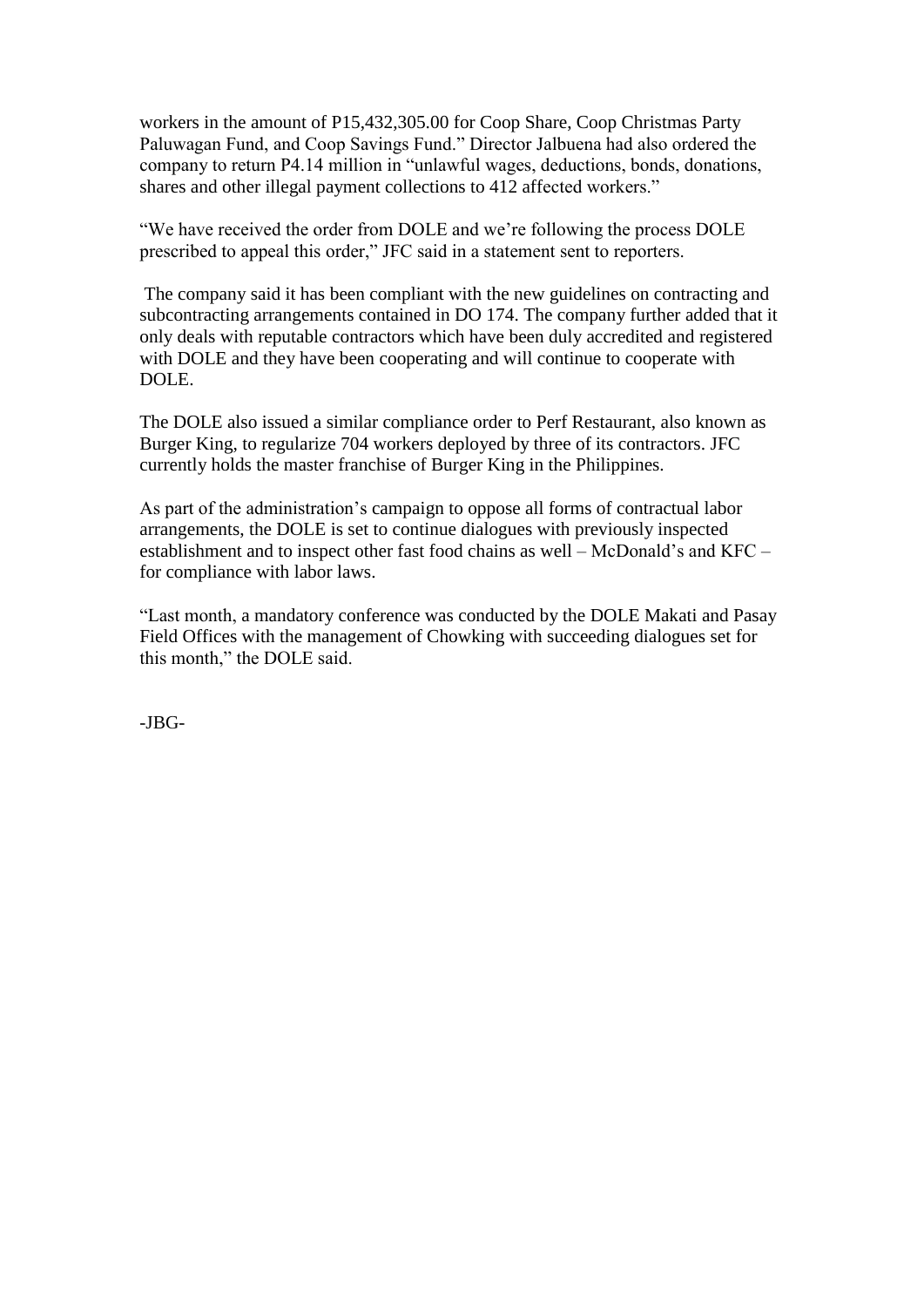workers in the amount of P15,432,305.00 for Coop Share, Coop Christmas Party Paluwagan Fund, and Coop Savings Fund." Director Jalbuena had also ordered the company to return P4.14 million in "unlawful wages, deductions, bonds, donations, shares and other illegal payment collections to 412 affected workers."

"We have received the order from DOLE and we're following the process DOLE prescribed to appeal this order," JFC said in a statement sent to reporters.

The company said it has been compliant with the new guidelines on contracting and subcontracting arrangements contained in DO 174. The company further added that it only deals with reputable contractors which have been duly accredited and registered with DOLE and they have been cooperating and will continue to cooperate with DOLE.

The DOLE also issued a similar compliance order to Perf Restaurant, also known as Burger King, to regularize 704 workers deployed by three of its contractors. JFC currently holds the master franchise of Burger King in the Philippines.

As part of the administration's campaign to oppose all forms of contractual labor arrangements, the DOLE is set to continue dialogues with previously inspected establishment and to inspect other fast food chains as well – McDonald's and KFC – for compliance with labor laws.

"Last month, a mandatory conference was conducted by the DOLE Makati and Pasay Field Offices with the management of Chowking with succeeding dialogues set for this month," the DOLE said.

-JBG-